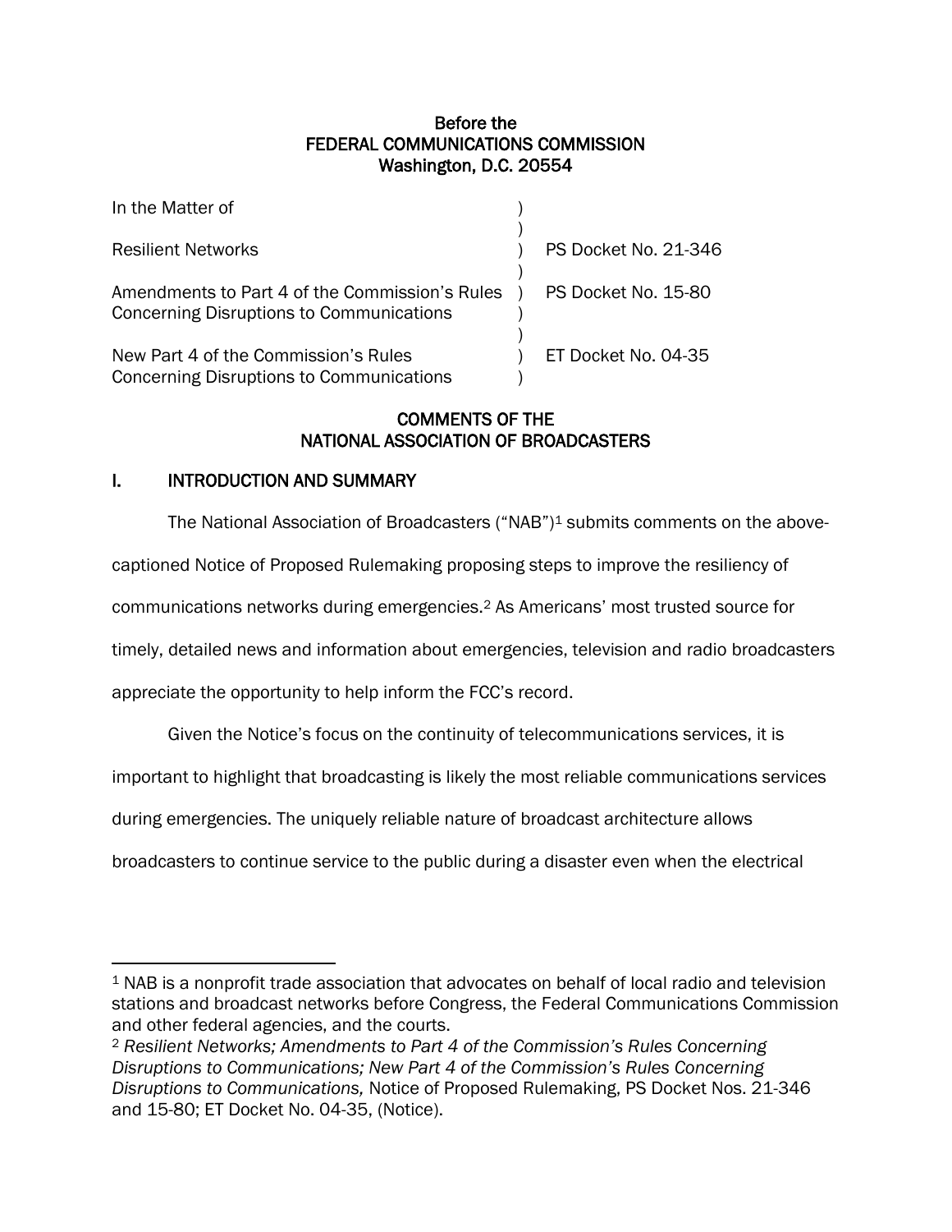Before the
FEDERAL COMMUNICATIONS COMMISSION
Washington, D.C. 20554

| | | |
|---|---|---|
| In the Matter of | ) | |
| | ) | |
| Resilient Networks | ) | PS Docket No. 21-346 |
| | ) | |
| Amendments to Part 4 of the Commission's Rules Concerning Disruptions to Communications | ) | PS Docket No. 15-80 |
| | ) | |
| New Part 4 of the Commission's Rules Concerning Disruptions to Communications | ) | ET Docket No. 04-35 |

# COMMENTS OF THE NATIONAL ASSOCIATION OF BROADCASTERS

## I. INTRODUCTION AND SUMMARY

The National Association of Broadcasters ("NAB")[1] submits comments on the above-captioned Notice of Proposed Rulemaking proposing steps to improve the resiliency of communications networks during emergencies.[2] As Americans' most trusted source for timely, detailed news and information about emergencies, television and radio broadcasters appreciate the opportunity to help inform the FCC's record.

Given the Notice's focus on the continuity of telecommunications services, it is important to highlight that broadcasting is likely the most reliable communications services during emergencies. The uniquely reliable nature of broadcast architecture allows broadcasters to continue service to the public during a disaster even when the electrical

---

[1] NAB is a nonprofit trade association that advocates on behalf of local radio and television stations and broadcast networks before Congress, the Federal Communications Commission and other federal agencies, and the courts.

[2] *Resilient Networks; Amendments to Part 4 of the Commission's Rules Concerning Disruptions to Communications; New Part 4 of the Commission's Rules Concerning Disruptions to Communications,* Notice of Proposed Rulemaking, PS Docket Nos. 21-346 and 15-80; ET Docket No. 04-35, (Notice).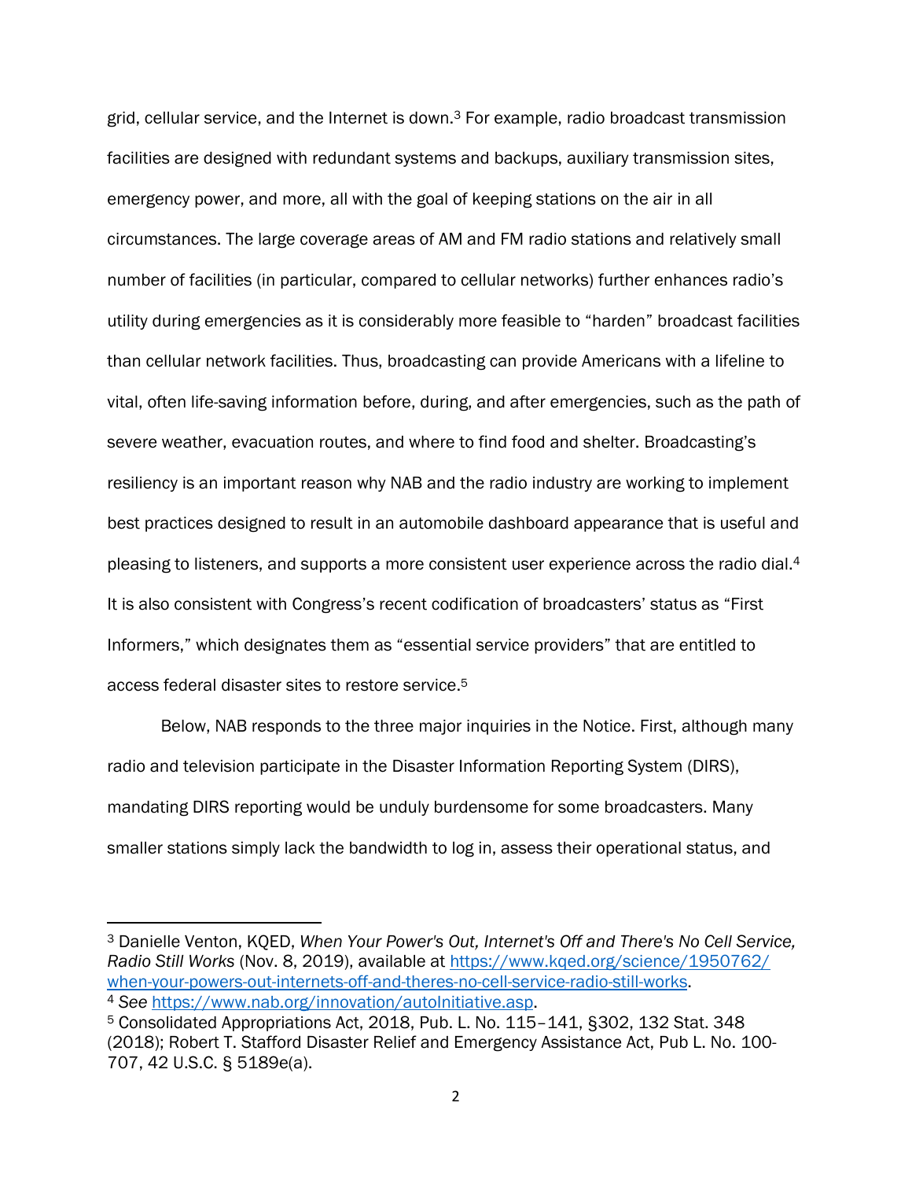grid, cellular service, and the Internet is down.[3] For example, radio broadcast transmission facilities are designed with redundant systems and backups, auxiliary transmission sites, emergency power, and more, all with the goal of keeping stations on the air in all circumstances. The large coverage areas of AM and FM radio stations and relatively small number of facilities (in particular, compared to cellular networks) further enhances radio's utility during emergencies as it is considerably more feasible to "harden" broadcast facilities than cellular network facilities. Thus, broadcasting can provide Americans with a lifeline to vital, often life-saving information before, during, and after emergencies, such as the path of severe weather, evacuation routes, and where to find food and shelter. Broadcasting's resiliency is an important reason why NAB and the radio industry are working to implement best practices designed to result in an automobile dashboard appearance that is useful and pleasing to listeners, and supports a more consistent user experience across the radio dial.[4] It is also consistent with Congress's recent codification of broadcasters' status as "First Informers," which designates them as "essential service providers" that are entitled to access federal disaster sites to restore service.[5]

Below, NAB responds to the three major inquiries in the Notice. First, although many radio and television participate in the Disaster Information Reporting System (DIRS), mandating DIRS reporting would be unduly burdensome for some broadcasters. Many smaller stations simply lack the bandwidth to log in, assess their operational status, and

---

[3] Danielle Venton, KQED, *When Your Power's Out, Internet's Off and There's No Cell Service, Radio Still Works* (Nov. 8, 2019), available at https://www.kqed.org/science/1950762/when-your-powers-out-internets-off-and-theres-no-cell-service-radio-still-works.

[4] *See* https://www.nab.org/innovation/autoInitiative.asp.

[5] Consolidated Appropriations Act, 2018, Pub. L. No. 115–141, §302, 132 Stat. 348 (2018); Robert T. Stafford Disaster Relief and Emergency Assistance Act, Pub L. No. 100-707, 42 U.S.C. § 5189e(a).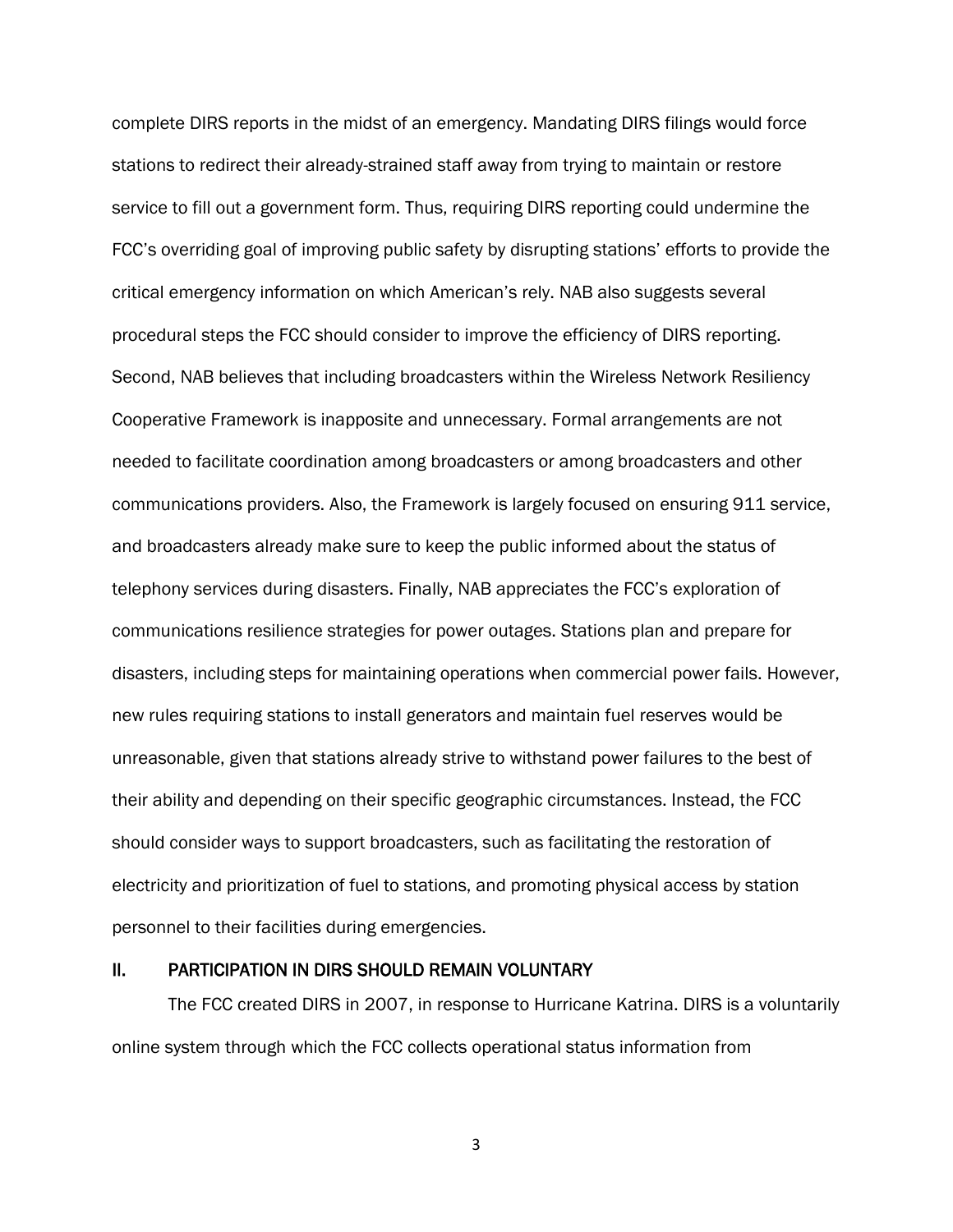complete DIRS reports in the midst of an emergency. Mandating DIRS filings would force stations to redirect their already-strained staff away from trying to maintain or restore service to fill out a government form. Thus, requiring DIRS reporting could undermine the FCC's overriding goal of improving public safety by disrupting stations' efforts to provide the critical emergency information on which American's rely. NAB also suggests several procedural steps the FCC should consider to improve the efficiency of DIRS reporting. Second, NAB believes that including broadcasters within the Wireless Network Resiliency Cooperative Framework is inapposite and unnecessary. Formal arrangements are not needed to facilitate coordination among broadcasters or among broadcasters and other communications providers. Also, the Framework is largely focused on ensuring 911 service, and broadcasters already make sure to keep the public informed about the status of telephony services during disasters. Finally, NAB appreciates the FCC's exploration of communications resilience strategies for power outages. Stations plan and prepare for disasters, including steps for maintaining operations when commercial power fails. However, new rules requiring stations to install generators and maintain fuel reserves would be unreasonable, given that stations already strive to withstand power failures to the best of their ability and depending on their specific geographic circumstances. Instead, the FCC should consider ways to support broadcasters, such as facilitating the restoration of electricity and prioritization of fuel to stations, and promoting physical access by station personnel to their facilities during emergencies.

## II. PARTICIPATION IN DIRS SHOULD REMAIN VOLUNTARY

The FCC created DIRS in 2007, in response to Hurricane Katrina. DIRS is a voluntarily online system through which the FCC collects operational status information from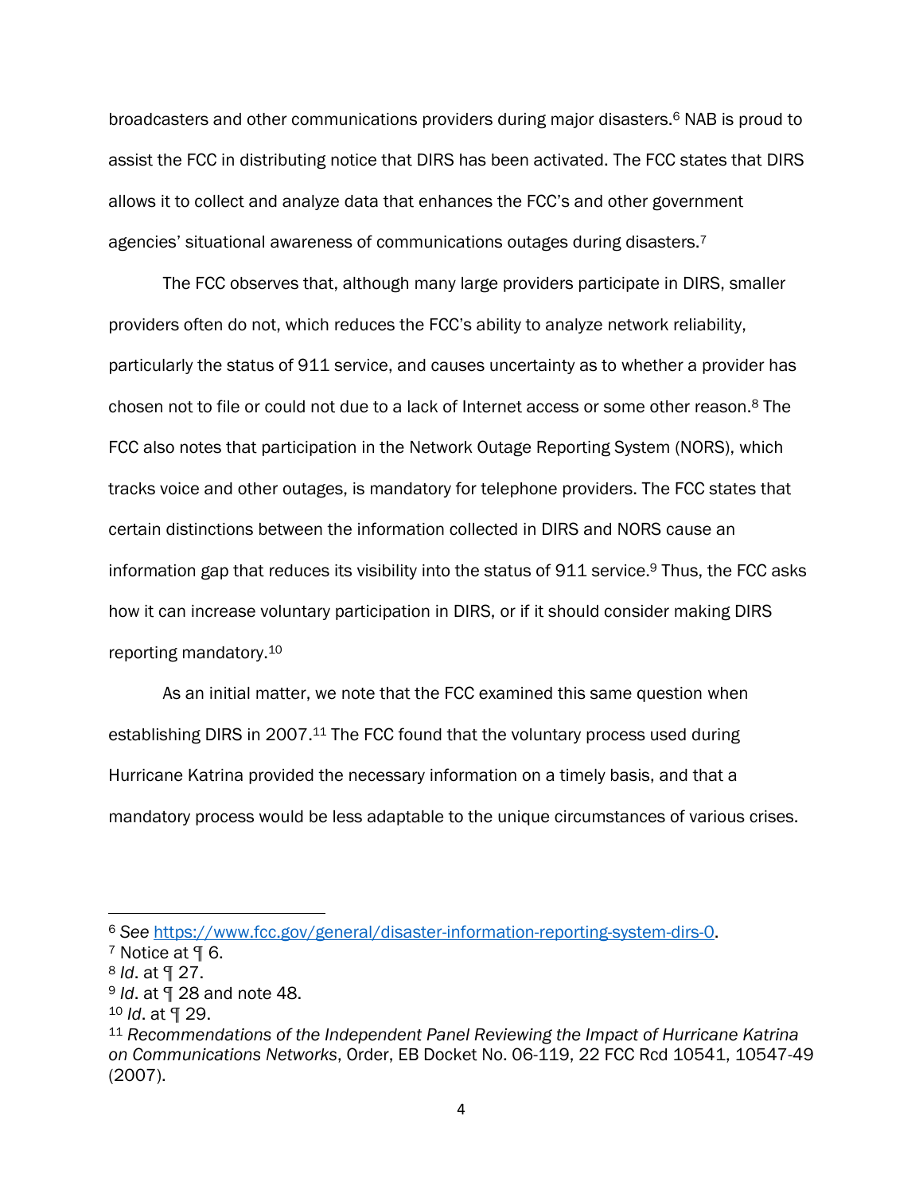broadcasters and other communications providers during major disasters.[6] NAB is proud to assist the FCC in distributing notice that DIRS has been activated. The FCC states that DIRS allows it to collect and analyze data that enhances the FCC's and other government agencies' situational awareness of communications outages during disasters.[7]

The FCC observes that, although many large providers participate in DIRS, smaller providers often do not, which reduces the FCC's ability to analyze network reliability, particularly the status of 911 service, and causes uncertainty as to whether a provider has chosen not to file or could not due to a lack of Internet access or some other reason.[8] The FCC also notes that participation in the Network Outage Reporting System (NORS), which tracks voice and other outages, is mandatory for telephone providers. The FCC states that certain distinctions between the information collected in DIRS and NORS cause an information gap that reduces its visibility into the status of 911 service.[9] Thus, the FCC asks how it can increase voluntary participation in DIRS, or if it should consider making DIRS reporting mandatory.[10]

As an initial matter, we note that the FCC examined this same question when establishing DIRS in 2007.[11] The FCC found that the voluntary process used during Hurricane Katrina provided the necessary information on a timely basis, and that a mandatory process would be less adaptable to the unique circumstances of various crises.

---

[6] *See* https://www.fcc.gov/general/disaster-information-reporting-system-dirs-0.

[7] Notice at ¶ 6.

[8] *Id*. at ¶ 27.

[9] *Id*. at ¶ 28 and note 48.

[10] *Id*. at ¶ 29.

[11] *Recommendations of the Independent Panel Reviewing the Impact of Hurricane Katrina on Communications Networks*, Order, EB Docket No. 06-119, 22 FCC Rcd 10541, 10547-49 (2007).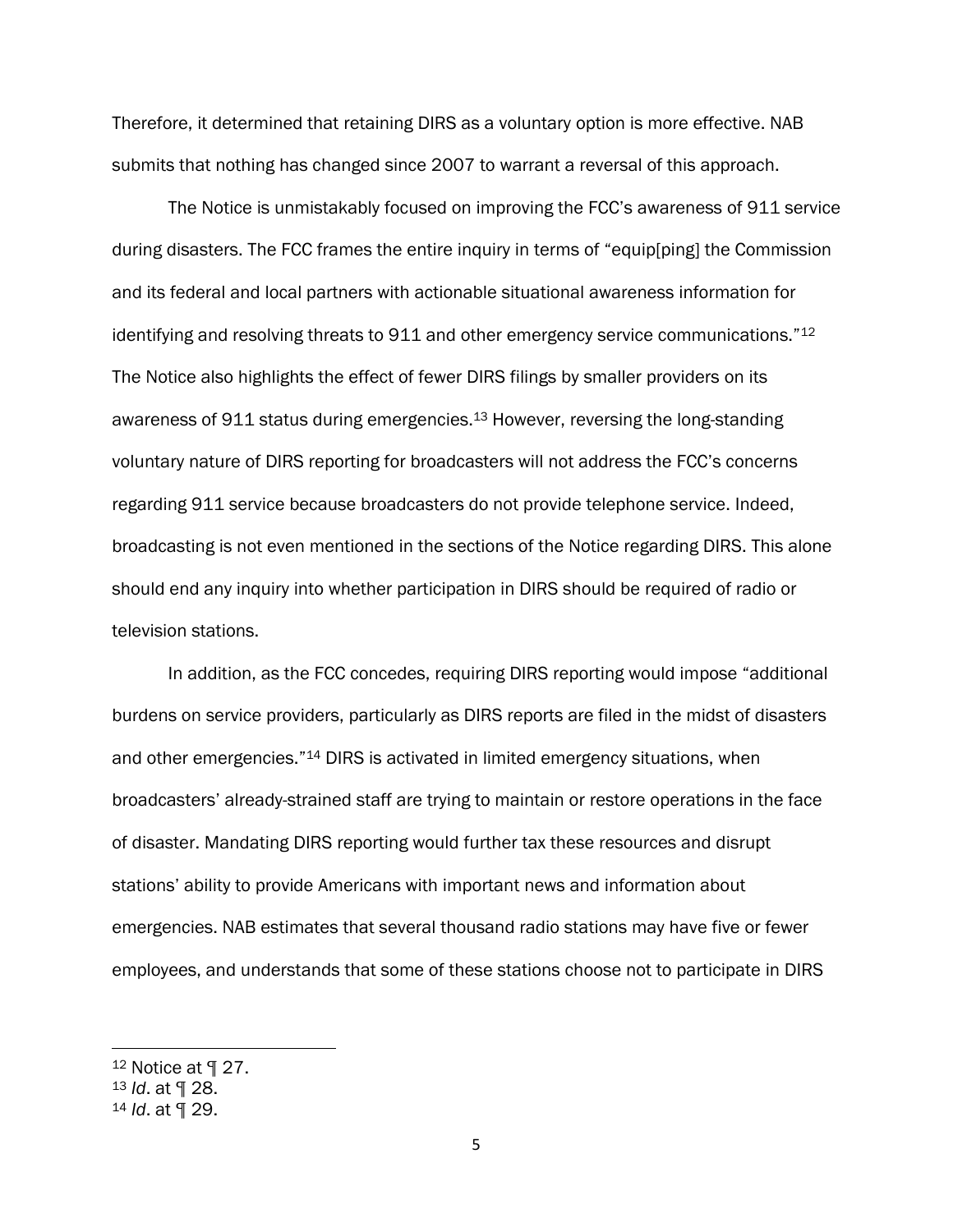Therefore, it determined that retaining DIRS as a voluntary option is more effective. NAB submits that nothing has changed since 2007 to warrant a reversal of this approach.

The Notice is unmistakably focused on improving the FCC's awareness of 911 service during disasters. The FCC frames the entire inquiry in terms of "equip[ping] the Commission and its federal and local partners with actionable situational awareness information for identifying and resolving threats to 911 and other emergency service communications."[12] The Notice also highlights the effect of fewer DIRS filings by smaller providers on its awareness of 911 status during emergencies.[13] However, reversing the long-standing voluntary nature of DIRS reporting for broadcasters will not address the FCC's concerns regarding 911 service because broadcasters do not provide telephone service. Indeed, broadcasting is not even mentioned in the sections of the Notice regarding DIRS. This alone should end any inquiry into whether participation in DIRS should be required of radio or television stations.

In addition, as the FCC concedes, requiring DIRS reporting would impose "additional burdens on service providers, particularly as DIRS reports are filed in the midst of disasters and other emergencies."[14] DIRS is activated in limited emergency situations, when broadcasters' already-strained staff are trying to maintain or restore operations in the face of disaster. Mandating DIRS reporting would further tax these resources and disrupt stations' ability to provide Americans with important news and information about emergencies. NAB estimates that several thousand radio stations may have five or fewer employees, and understands that some of these stations choose not to participate in DIRS

---

[12] Notice at ¶ 27.
[13] *Id*. at ¶ 28.
[14] *Id*. at ¶ 29.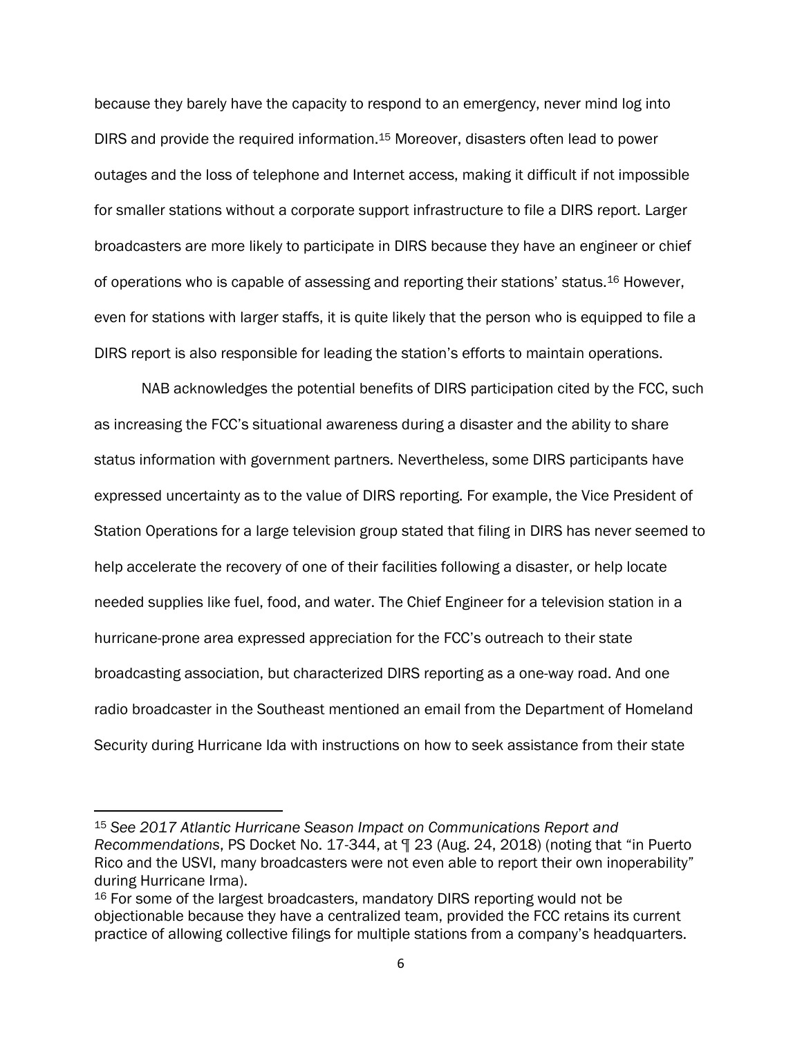because they barely have the capacity to respond to an emergency, never mind log into DIRS and provide the required information.[15] Moreover, disasters often lead to power outages and the loss of telephone and Internet access, making it difficult if not impossible for smaller stations without a corporate support infrastructure to file a DIRS report. Larger broadcasters are more likely to participate in DIRS because they have an engineer or chief of operations who is capable of assessing and reporting their stations' status.[16] However, even for stations with larger staffs, it is quite likely that the person who is equipped to file a DIRS report is also responsible for leading the station's efforts to maintain operations.

NAB acknowledges the potential benefits of DIRS participation cited by the FCC, such as increasing the FCC's situational awareness during a disaster and the ability to share status information with government partners. Nevertheless, some DIRS participants have expressed uncertainty as to the value of DIRS reporting. For example, the Vice President of Station Operations for a large television group stated that filing in DIRS has never seemed to help accelerate the recovery of one of their facilities following a disaster, or help locate needed supplies like fuel, food, and water. The Chief Engineer for a television station in a hurricane-prone area expressed appreciation for the FCC's outreach to their state broadcasting association, but characterized DIRS reporting as a one-way road. And one radio broadcaster in the Southeast mentioned an email from the Department of Homeland Security during Hurricane Ida with instructions on how to seek assistance from their state

---

[15] *See 2017 Atlantic Hurricane Season Impact on Communications Report and Recommendations*, PS Docket No. 17-344, at ¶ 23 (Aug. 24, 2018) (noting that "in Puerto Rico and the USVI, many broadcasters were not even able to report their own inoperability" during Hurricane Irma).

[16] For some of the largest broadcasters, mandatory DIRS reporting would not be objectionable because they have a centralized team, provided the FCC retains its current practice of allowing collective filings for multiple stations from a company's headquarters.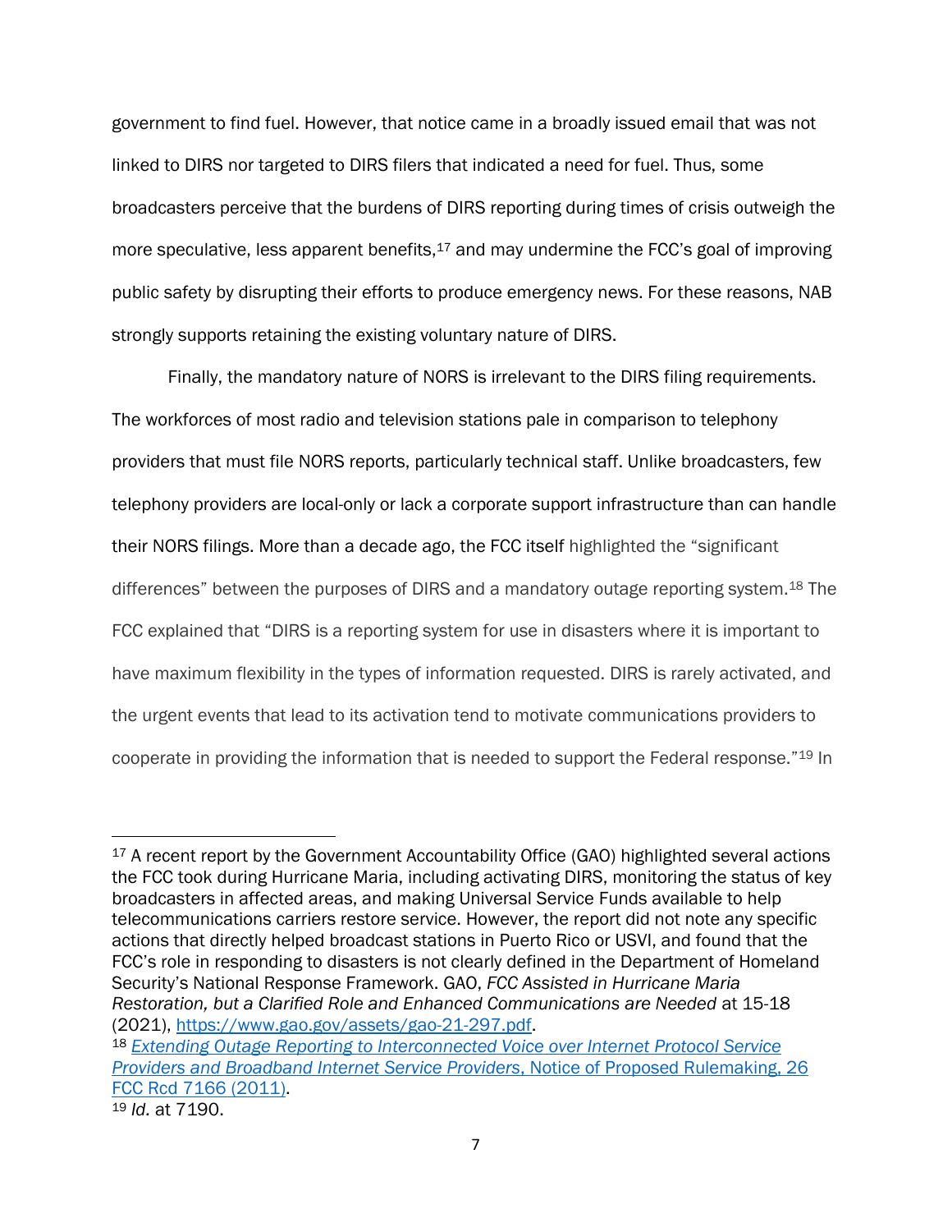government to find fuel. However, that notice came in a broadly issued email that was not linked to DIRS nor targeted to DIRS filers that indicated a need for fuel. Thus, some broadcasters perceive that the burdens of DIRS reporting during times of crisis outweigh the more speculative, less apparent benefits,[17] and may undermine the FCC's goal of improving public safety by disrupting their efforts to produce emergency news. For these reasons, NAB strongly supports retaining the existing voluntary nature of DIRS.

Finally, the mandatory nature of NORS is irrelevant to the DIRS filing requirements. The workforces of most radio and television stations pale in comparison to telephony providers that must file NORS reports, particularly technical staff. Unlike broadcasters, few telephony providers are local-only or lack a corporate support infrastructure than can handle their NORS filings. More than a decade ago, the FCC itself highlighted the "significant differences" between the purposes of DIRS and a mandatory outage reporting system.[18] The FCC explained that "DIRS is a reporting system for use in disasters where it is important to have maximum flexibility in the types of information requested. DIRS is rarely activated, and the urgent events that lead to its activation tend to motivate communications providers to cooperate in providing the information that is needed to support the Federal response."[19] In

---

[17] A recent report by the Government Accountability Office (GAO) highlighted several actions the FCC took during Hurricane Maria, including activating DIRS, monitoring the status of key broadcasters in affected areas, and making Universal Service Funds available to help telecommunications carriers restore service. However, the report did not note any specific actions that directly helped broadcast stations in Puerto Rico or USVI, and found that the FCC's role in responding to disasters is not clearly defined in the Department of Homeland Security's National Response Framework. GAO, *FCC Assisted in Hurricane Maria Restoration, but a Clarified Role and Enhanced Communications are Needed* at 15-18 (2021), https://www.gao.gov/assets/gao-21-297.pdf.

[18] *Extending Outage Reporting to Interconnected Voice over Internet Protocol Service Providers and Broadband Internet Service Providers*, Notice of Proposed Rulemaking, 26 FCC Rcd 7166 (2011).

[19] *Id.* at 7190.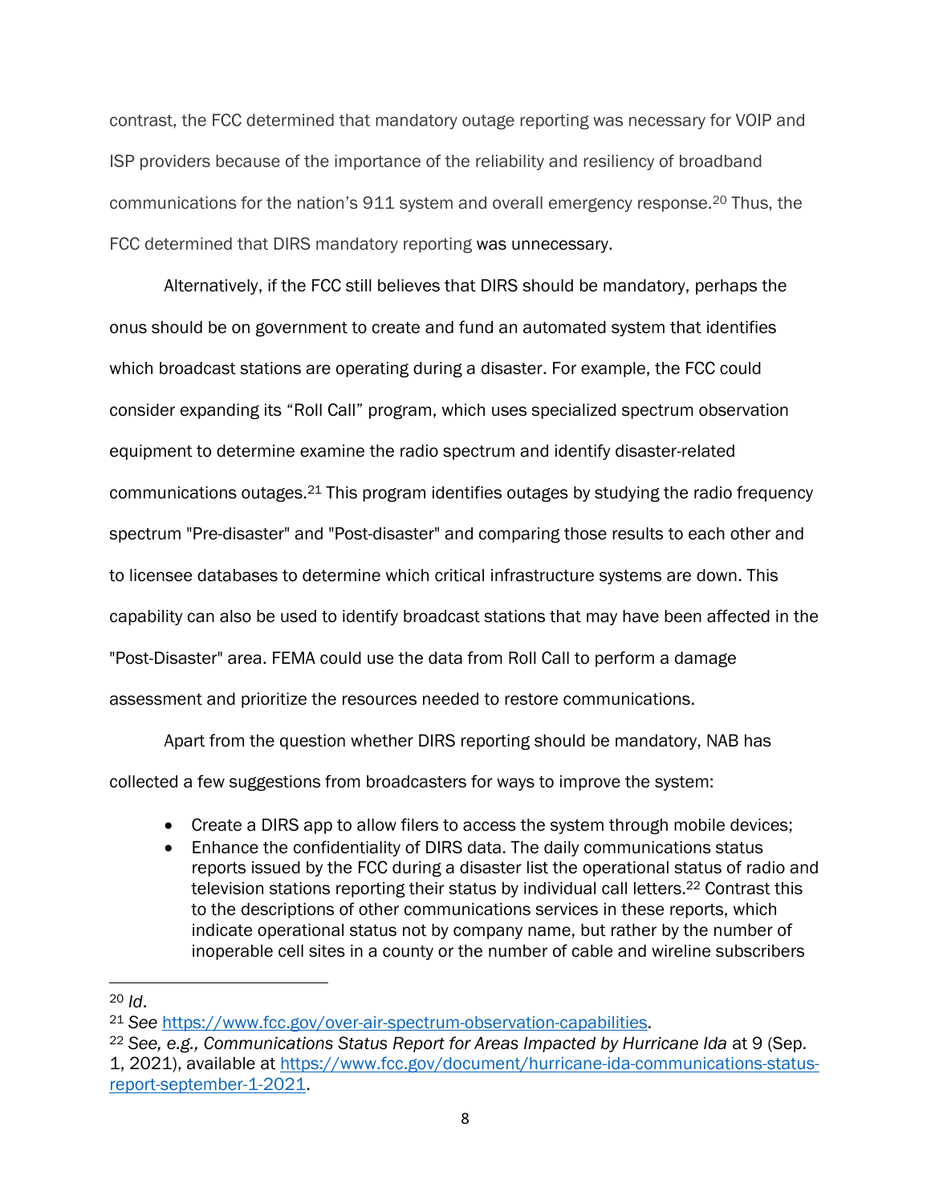contrast, the FCC determined that mandatory outage reporting was necessary for VOIP and ISP providers because of the importance of the reliability and resiliency of broadband communications for the nation's 911 system and overall emergency response.[20] Thus, the FCC determined that DIRS mandatory reporting was unnecessary.

Alternatively, if the FCC still believes that DIRS should be mandatory, perhaps the onus should be on government to create and fund an automated system that identifies which broadcast stations are operating during a disaster. For example, the FCC could consider expanding its "Roll Call" program, which uses specialized spectrum observation equipment to determine examine the radio spectrum and identify disaster-related communications outages.[21] This program identifies outages by studying the radio frequency spectrum "Pre-disaster" and "Post-disaster" and comparing those results to each other and to licensee databases to determine which critical infrastructure systems are down. This capability can also be used to identify broadcast stations that may have been affected in the "Post-Disaster" area. FEMA could use the data from Roll Call to perform a damage assessment and prioritize the resources needed to restore communications.

Apart from the question whether DIRS reporting should be mandatory, NAB has collected a few suggestions from broadcasters for ways to improve the system:

- Create a DIRS app to allow filers to access the system through mobile devices;
- Enhance the confidentiality of DIRS data. The daily communications status reports issued by the FCC during a disaster list the operational status of radio and television stations reporting their status by individual call letters.[22] Contrast this to the descriptions of other communications services in these reports, which indicate operational status not by company name, but rather by the number of inoperable cell sites in a county or the number of cable and wireline subscribers

---

[20] *Id*.

[21] *See* https://www.fcc.gov/over-air-spectrum-observation-capabilities.

[22] *See, e.g., Communications Status Report for Areas Impacted by Hurricane Ida* at 9 (Sep. 1, 2021), available at https://www.fcc.gov/document/hurricane-ida-communications-status-report-september-1-2021.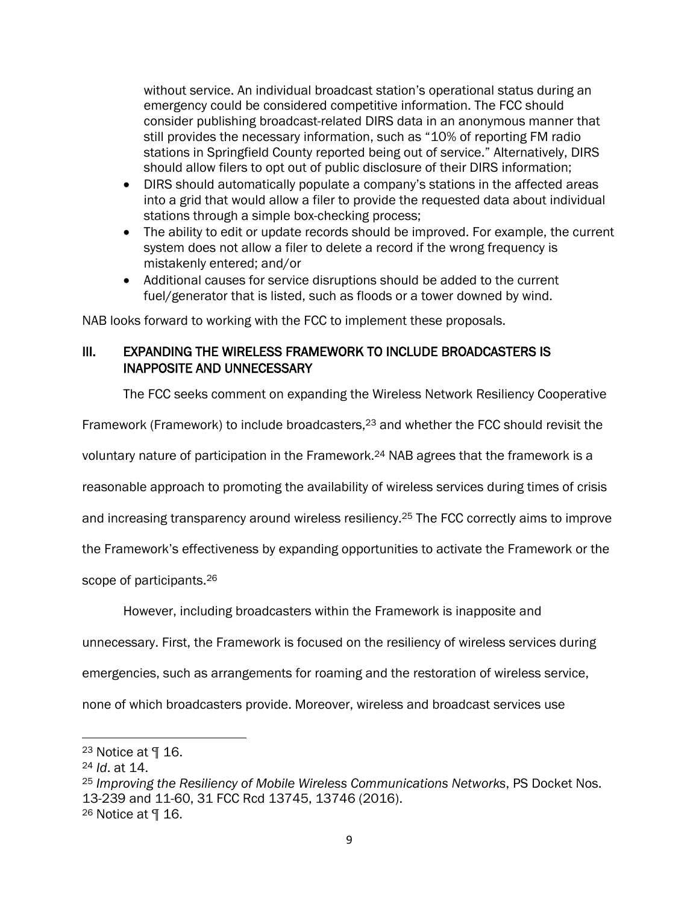without service. An individual broadcast station's operational status during an emergency could be considered competitive information. The FCC should consider publishing broadcast-related DIRS data in an anonymous manner that still provides the necessary information, such as "10% of reporting FM radio stations in Springfield County reported being out of service." Alternatively, DIRS should allow filers to opt out of public disclosure of their DIRS information;

- DIRS should automatically populate a company's stations in the affected areas into a grid that would allow a filer to provide the requested data about individual stations through a simple box-checking process;
- The ability to edit or update records should be improved. For example, the current system does not allow a filer to delete a record if the wrong frequency is mistakenly entered; and/or
- Additional causes for service disruptions should be added to the current fuel/generator that is listed, such as floods or a tower downed by wind.

NAB looks forward to working with the FCC to implement these proposals.

## III. EXPANDING THE WIRELESS FRAMEWORK TO INCLUDE BROADCASTERS IS INAPPOSITE AND UNNECESSARY

The FCC seeks comment on expanding the Wireless Network Resiliency Cooperative Framework (Framework) to include broadcasters,[23] and whether the FCC should revisit the voluntary nature of participation in the Framework.[24] NAB agrees that the framework is a reasonable approach to promoting the availability of wireless services during times of crisis and increasing transparency around wireless resiliency.[25] The FCC correctly aims to improve the Framework's effectiveness by expanding opportunities to activate the Framework or the scope of participants.[26]

However, including broadcasters within the Framework is inapposite and unnecessary. First, the Framework is focused on the resiliency of wireless services during emergencies, such as arrangements for roaming and the restoration of wireless service, none of which broadcasters provide. Moreover, wireless and broadcast services use

---

[23] Notice at ¶ 16.

[24] *Id*. at 14.

[25] *Improving the Resiliency of Mobile Wireless Communications Networks*, PS Docket Nos. 13-239 and 11-60, 31 FCC Rcd 13745, 13746 (2016).

[26] Notice at ¶ 16.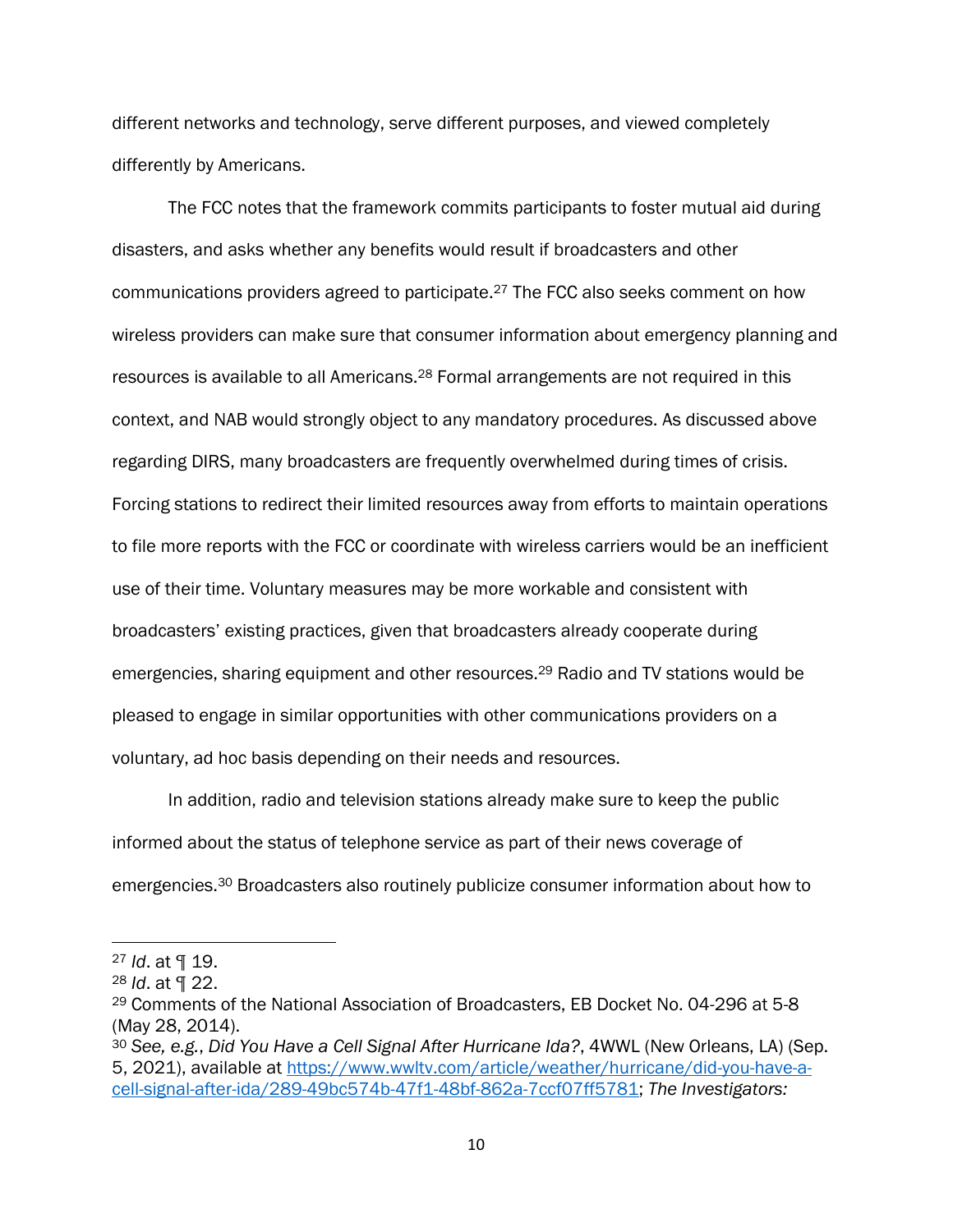different networks and technology, serve different purposes, and viewed completely differently by Americans.

The FCC notes that the framework commits participants to foster mutual aid during disasters, and asks whether any benefits would result if broadcasters and other communications providers agreed to participate.[27] The FCC also seeks comment on how wireless providers can make sure that consumer information about emergency planning and resources is available to all Americans.[28] Formal arrangements are not required in this context, and NAB would strongly object to any mandatory procedures. As discussed above regarding DIRS, many broadcasters are frequently overwhelmed during times of crisis. Forcing stations to redirect their limited resources away from efforts to maintain operations to file more reports with the FCC or coordinate with wireless carriers would be an inefficient use of their time. Voluntary measures may be more workable and consistent with broadcasters' existing practices, given that broadcasters already cooperate during emergencies, sharing equipment and other resources.[29] Radio and TV stations would be pleased to engage in similar opportunities with other communications providers on a voluntary, ad hoc basis depending on their needs and resources.

In addition, radio and television stations already make sure to keep the public informed about the status of telephone service as part of their news coverage of emergencies.[30] Broadcasters also routinely publicize consumer information about how to

---

[27] *Id*. at ¶ 19.

[28] *Id*. at ¶ 22.

[29] Comments of the National Association of Broadcasters, EB Docket No. 04-296 at 5-8 (May 28, 2014).

[30] *See, e.g.*, *Did You Have a Cell Signal After Hurricane Ida?*, 4WWL (New Orleans, LA) (Sep. 5, 2021), available at https://www.wwltv.com/article/weather/hurricane/did-you-have-a-cell-signal-after-ida/289-49bc574b-47f1-48bf-862a-7ccf07ff5781; *The Investigators:*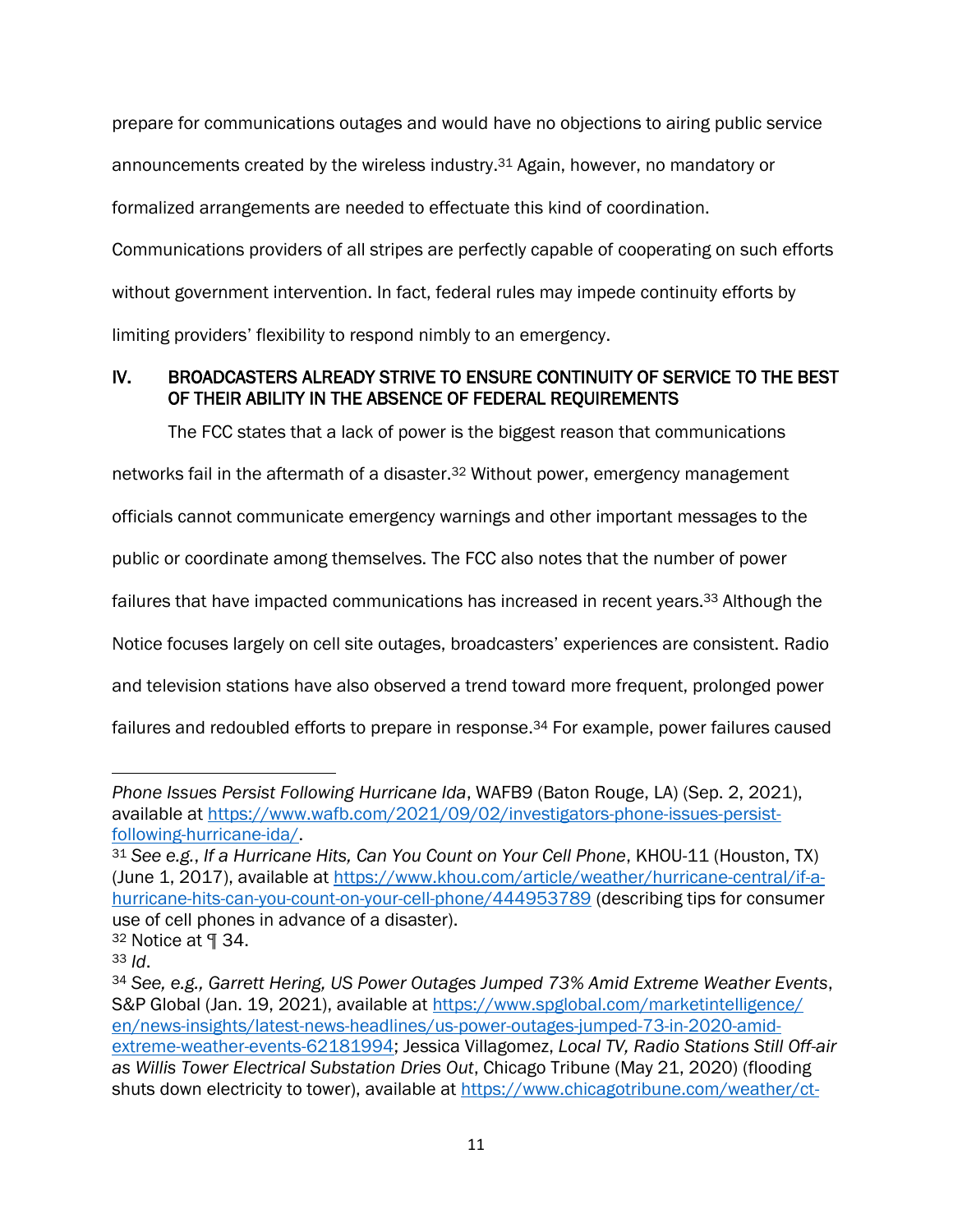prepare for communications outages and would have no objections to airing public service announcements created by the wireless industry.[31] Again, however, no mandatory or formalized arrangements are needed to effectuate this kind of coordination. Communications providers of all stripes are perfectly capable of cooperating on such efforts without government intervention. In fact, federal rules may impede continuity efforts by limiting providers' flexibility to respond nimbly to an emergency.

## IV. BROADCASTERS ALREADY STRIVE TO ENSURE CONTINUITY OF SERVICE TO THE BEST OF THEIR ABILITY IN THE ABSENCE OF FEDERAL REQUIREMENTS

The FCC states that a lack of power is the biggest reason that communications networks fail in the aftermath of a disaster.[32] Without power, emergency management officials cannot communicate emergency warnings and other important messages to the public or coordinate among themselves. The FCC also notes that the number of power failures that have impacted communications has increased in recent years.[33] Although the Notice focuses largely on cell site outages, broadcasters' experiences are consistent. Radio and television stations have also observed a trend toward more frequent, prolonged power failures and redoubled efforts to prepare in response.[34] For example, power failures caused

---

*Phone Issues Persist Following Hurricane Ida*, WAFB9 (Baton Rouge, LA) (Sep. 2, 2021), available at https://www.wafb.com/2021/09/02/investigators-phone-issues-persist-following-hurricane-ida/.

[31] *See e.g.*, *If a Hurricane Hits, Can You Count on Your Cell Phone*, KHOU-11 (Houston, TX) (June 1, 2017), available at https://www.khou.com/article/weather/hurricane-central/if-a-hurricane-hits-can-you-count-on-your-cell-phone/444953789 (describing tips for consumer use of cell phones in advance of a disaster).

[32] Notice at ¶ 34.

[33] *Id*.

[34] *See, e.g., Garrett Hering, US Power Outages Jumped 73% Amid Extreme Weather Events*, S&P Global (Jan. 19, 2021), available at https://www.spglobal.com/marketintelligence/en/news-insights/latest-news-headlines/us-power-outages-jumped-73-in-2020-amid-extreme-weather-events-62181994; Jessica Villagomez, *Local TV, Radio Stations Still Off-air as Willis Tower Electrical Substation Dries Out*, Chicago Tribune (May 21, 2020) (flooding shuts down electricity to tower), available at https://www.chicagotribune.com/weather/ct-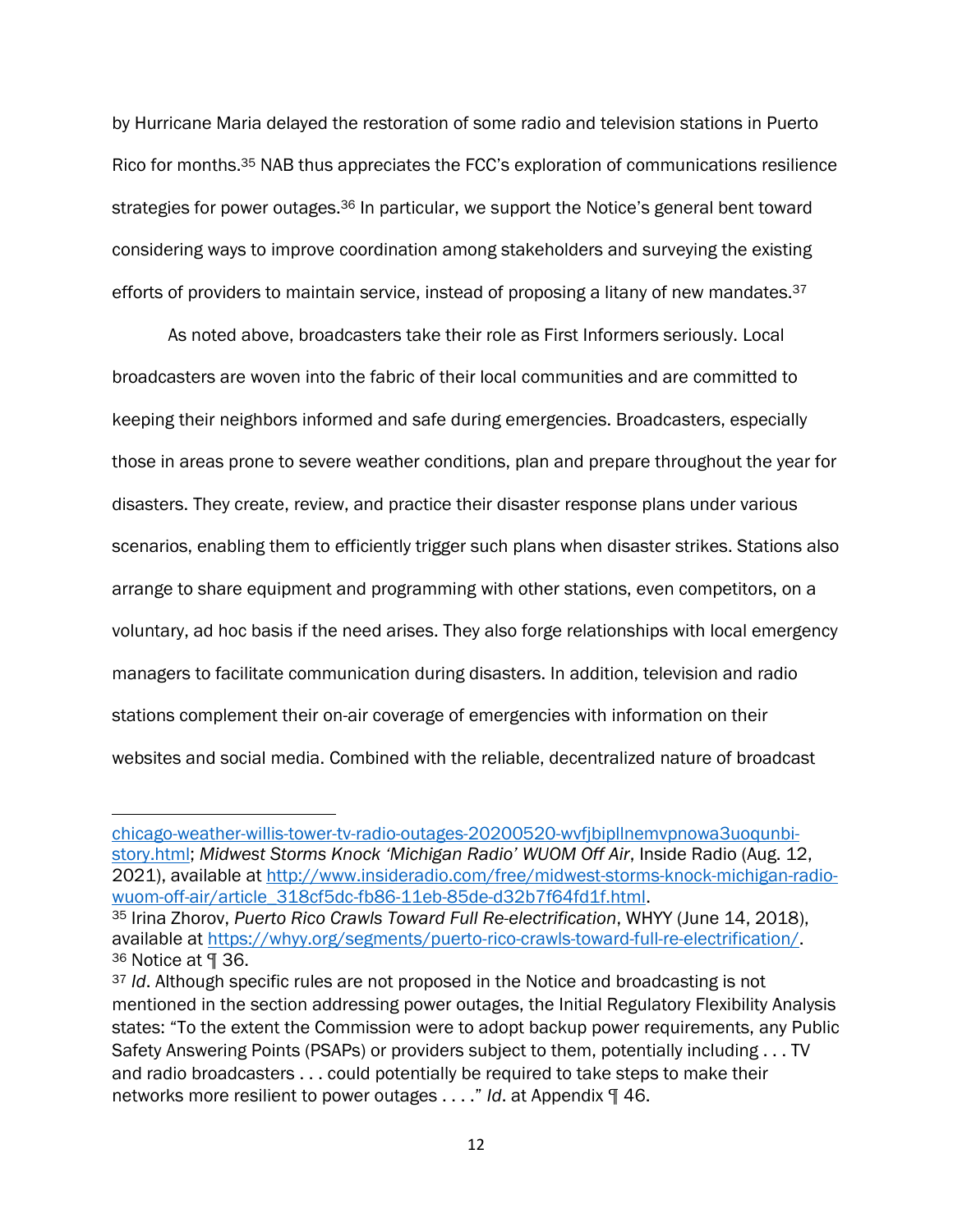by Hurricane Maria delayed the restoration of some radio and television stations in Puerto Rico for months.[35] NAB thus appreciates the FCC's exploration of communications resilience strategies for power outages.[36] In particular, we support the Notice's general bent toward considering ways to improve coordination among stakeholders and surveying the existing efforts of providers to maintain service, instead of proposing a litany of new mandates.[37]

As noted above, broadcasters take their role as First Informers seriously. Local broadcasters are woven into the fabric of their local communities and are committed to keeping their neighbors informed and safe during emergencies. Broadcasters, especially those in areas prone to severe weather conditions, plan and prepare throughout the year for disasters. They create, review, and practice their disaster response plans under various scenarios, enabling them to efficiently trigger such plans when disaster strikes. Stations also arrange to share equipment and programming with other stations, even competitors, on a voluntary, ad hoc basis if the need arises. They also forge relationships with local emergency managers to facilitate communication during disasters. In addition, television and radio stations complement their on-air coverage of emergencies with information on their websites and social media. Combined with the reliable, decentralized nature of broadcast

---

chicago-weather-willis-tower-tv-radio-outages-20200520-wvfjbipllnemvpnowa3uoqunbi-story.html; *Midwest Storms Knock 'Michigan Radio' WUOM Off Air*, Inside Radio (Aug. 12, 2021), available at http://www.insideradio.com/free/midwest-storms-knock-michigan-radio-wuom-off-air/article_318cf5dc-fb86-11eb-85de-d32b7f64fd1f.html.

[35] Irina Zhorov, *Puerto Rico Crawls Toward Full Re-electrification*, WHYY (June 14, 2018), available at https://whyy.org/segments/puerto-rico-crawls-toward-full-re-electrification/.

[36] Notice at ¶ 36.

[37] *Id*. Although specific rules are not proposed in the Notice and broadcasting is not mentioned in the section addressing power outages, the Initial Regulatory Flexibility Analysis states: "To the extent the Commission were to adopt backup power requirements, any Public Safety Answering Points (PSAPs) or providers subject to them, potentially including . . . TV and radio broadcasters . . . could potentially be required to take steps to make their networks more resilient to power outages . . . ." *Id*. at Appendix ¶ 46.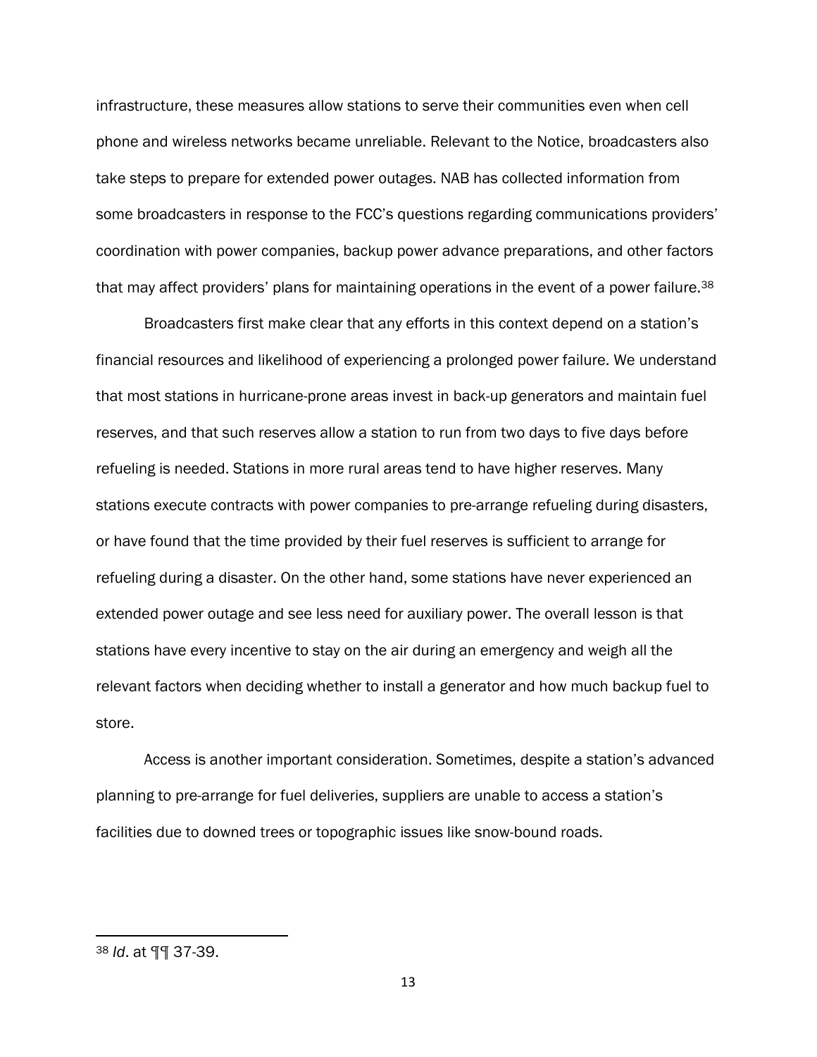infrastructure, these measures allow stations to serve their communities even when cell phone and wireless networks became unreliable. Relevant to the Notice, broadcasters also take steps to prepare for extended power outages. NAB has collected information from some broadcasters in response to the FCC's questions regarding communications providers' coordination with power companies, backup power advance preparations, and other factors that may affect providers' plans for maintaining operations in the event of a power failure.[38]

Broadcasters first make clear that any efforts in this context depend on a station's financial resources and likelihood of experiencing a prolonged power failure. We understand that most stations in hurricane-prone areas invest in back-up generators and maintain fuel reserves, and that such reserves allow a station to run from two days to five days before refueling is needed. Stations in more rural areas tend to have higher reserves. Many stations execute contracts with power companies to pre-arrange refueling during disasters, or have found that the time provided by their fuel reserves is sufficient to arrange for refueling during a disaster. On the other hand, some stations have never experienced an extended power outage and see less need for auxiliary power. The overall lesson is that stations have every incentive to stay on the air during an emergency and weigh all the relevant factors when deciding whether to install a generator and how much backup fuel to store.

Access is another important consideration. Sometimes, despite a station's advanced planning to pre-arrange for fuel deliveries, suppliers are unable to access a station's facilities due to downed trees or topographic issues like snow-bound roads.

---

[38] *Id*. at ¶¶ 37-39.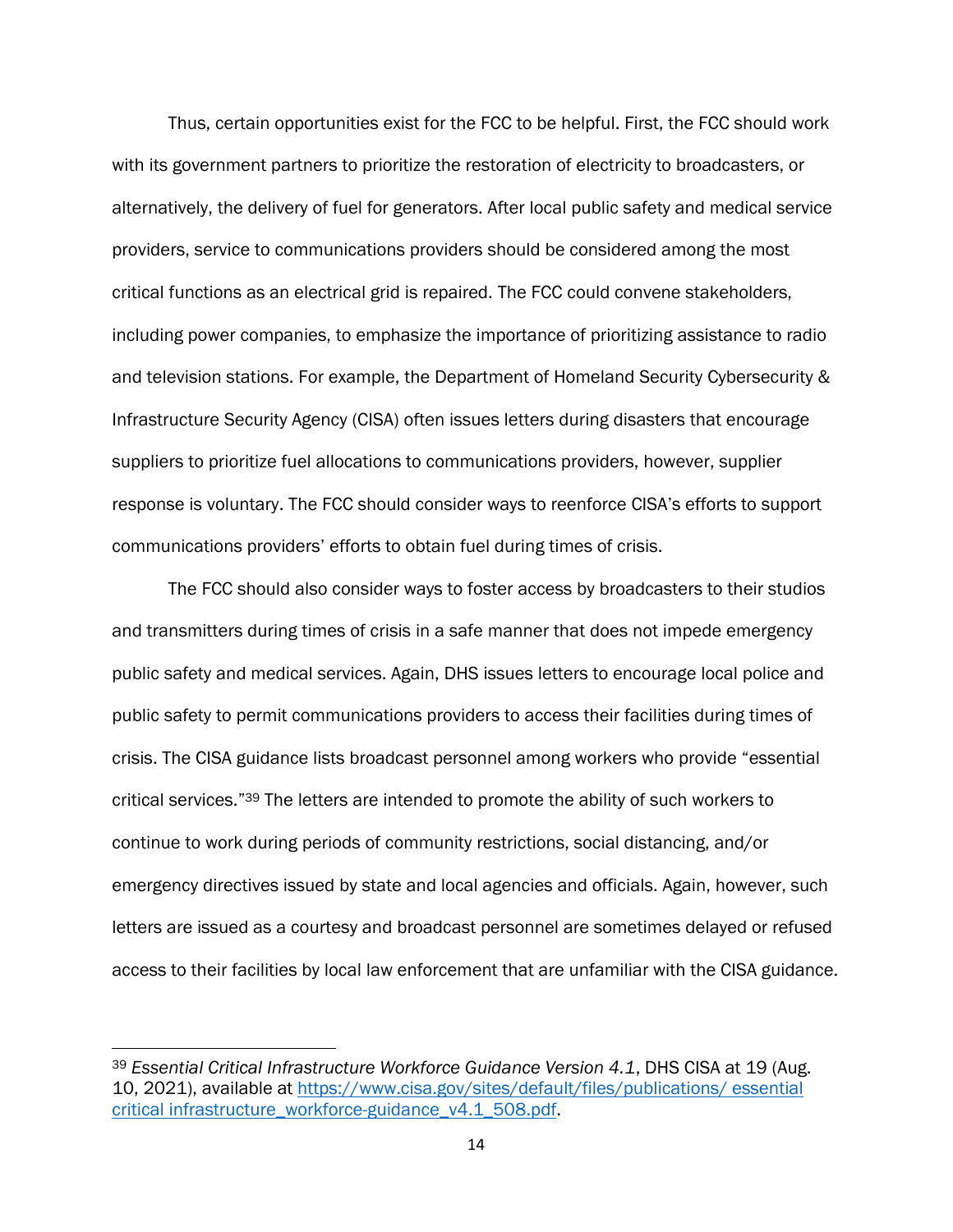Thus, certain opportunities exist for the FCC to be helpful. First, the FCC should work with its government partners to prioritize the restoration of electricity to broadcasters, or alternatively, the delivery of fuel for generators. After local public safety and medical service providers, service to communications providers should be considered among the most critical functions as an electrical grid is repaired. The FCC could convene stakeholders, including power companies, to emphasize the importance of prioritizing assistance to radio and television stations. For example, the Department of Homeland Security Cybersecurity & Infrastructure Security Agency (CISA) often issues letters during disasters that encourage suppliers to prioritize fuel allocations to communications providers, however, supplier response is voluntary. The FCC should consider ways to reenforce CISA's efforts to support communications providers' efforts to obtain fuel during times of crisis.

The FCC should also consider ways to foster access by broadcasters to their studios and transmitters during times of crisis in a safe manner that does not impede emergency public safety and medical services. Again, DHS issues letters to encourage local police and public safety to permit communications providers to access their facilities during times of crisis. The CISA guidance lists broadcast personnel among workers who provide "essential critical services."[39] The letters are intended to promote the ability of such workers to continue to work during periods of community restrictions, social distancing, and/or emergency directives issued by state and local agencies and officials. Again, however, such letters are issued as a courtesy and broadcast personnel are sometimes delayed or refused access to their facilities by local law enforcement that are unfamiliar with the CISA guidance.

---

[39] *Essential Critical Infrastructure Workforce Guidance Version 4.1*, DHS CISA at 19 (Aug. 10, 2021), available at [https://www.cisa.gov/sites/default/files/publications/ essential critical infrastructure_workforce-guidance_v4.1_508.pdf](https://www.cisa.gov/sites/default/files/publications/essential_critical_infrastructure_workforce-guidance_v4.1_508.pdf).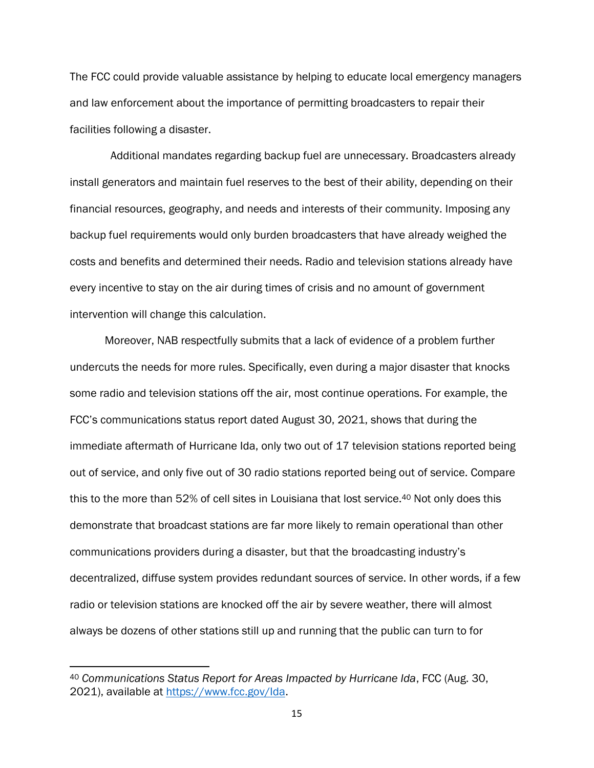The FCC could provide valuable assistance by helping to educate local emergency managers and law enforcement about the importance of permitting broadcasters to repair their facilities following a disaster.

Additional mandates regarding backup fuel are unnecessary. Broadcasters already install generators and maintain fuel reserves to the best of their ability, depending on their financial resources, geography, and needs and interests of their community. Imposing any backup fuel requirements would only burden broadcasters that have already weighed the costs and benefits and determined their needs. Radio and television stations already have every incentive to stay on the air during times of crisis and no amount of government intervention will change this calculation.

Moreover, NAB respectfully submits that a lack of evidence of a problem further undercuts the needs for more rules. Specifically, even during a major disaster that knocks some radio and television stations off the air, most continue operations. For example, the FCC's communications status report dated August 30, 2021, shows that during the immediate aftermath of Hurricane Ida, only two out of 17 television stations reported being out of service, and only five out of 30 radio stations reported being out of service. Compare this to the more than 52% of cell sites in Louisiana that lost service.[40] Not only does this demonstrate that broadcast stations are far more likely to remain operational than other communications providers during a disaster, but that the broadcasting industry's decentralized, diffuse system provides redundant sources of service. In other words, if a few radio or television stations are knocked off the air by severe weather, there will almost always be dozens of other stations still up and running that the public can turn to for

---

[40] *Communications Status Report for Areas Impacted by Hurricane Ida*, FCC (Aug. 30, 2021), available at https://www.fcc.gov/Ida.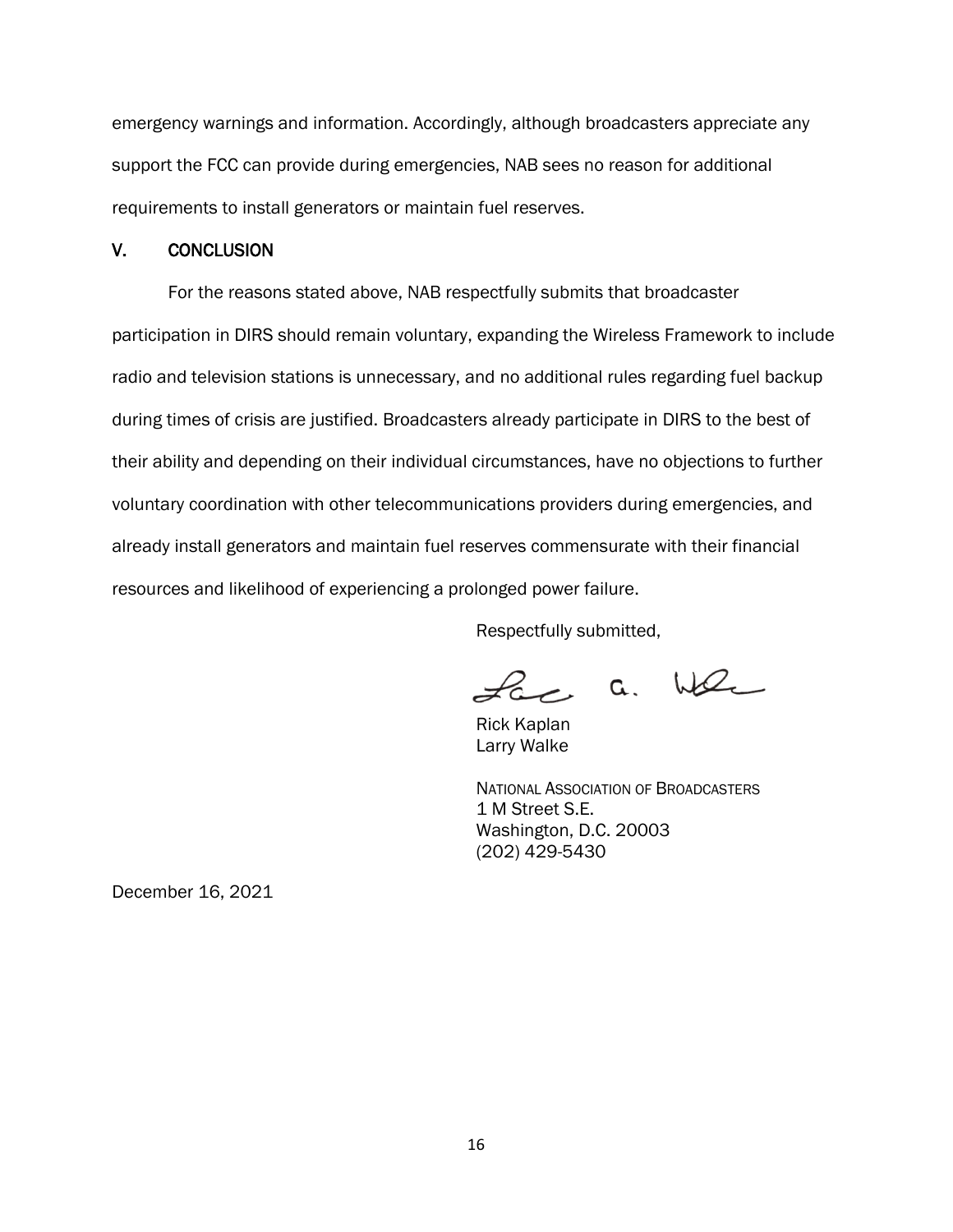emergency warnings and information. Accordingly, although broadcasters appreciate any support the FCC can provide during emergencies, NAB sees no reason for additional requirements to install generators or maintain fuel reserves.

## V. CONCLUSION

For the reasons stated above, NAB respectfully submits that broadcaster participation in DIRS should remain voluntary, expanding the Wireless Framework to include radio and television stations is unnecessary, and no additional rules regarding fuel backup during times of crisis are justified. Broadcasters already participate in DIRS to the best of their ability and depending on their individual circumstances, have no objections to further voluntary coordination with other telecommunications providers during emergencies, and already install generators and maintain fuel reserves commensurate with their financial resources and likelihood of experiencing a prolonged power failure.

Respectfully submitted,

Rick Kaplan
Larry Walke

NATIONAL ASSOCIATION OF BROADCASTERS
1 M Street S.E.
Washington, D.C. 20003
(202) 429-5430

December 16, 2021